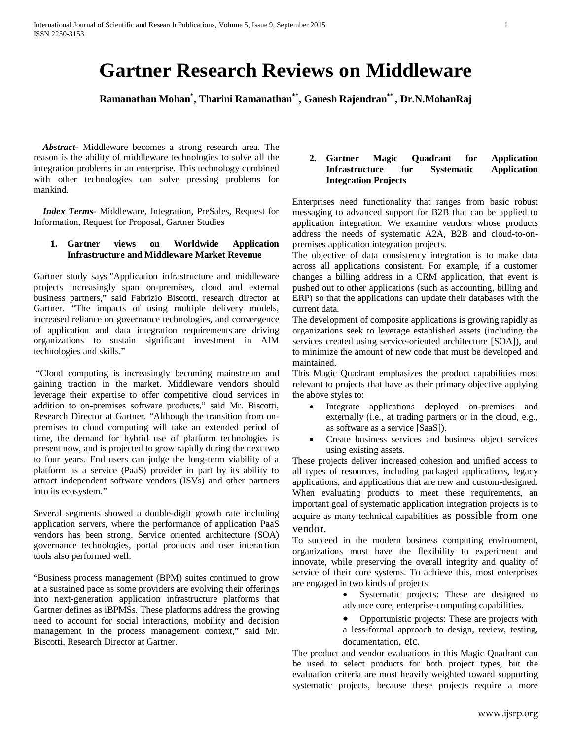# Gartner Research Reviews on Middleware

**Ramanathan Mohan[*], Tharini Ramanathan[**], Ganesh Rajendran[**], Dr.N.MohanRaj**

***Abstract***- Middleware becomes a strong research area. The reason is the ability of middleware technologies to solve all the integration problems in an enterprise. This technology combined with other technologies can solve pressing problems for mankind.

***Index Terms***- Middleware, Integration, PreSales, Request for Information, Request for Proposal, Gartner Studies

## 1. Gartner views on Worldwide Application Infrastructure and Middleware Market Revenue

Gartner study says "Application infrastructure and middleware projects increasingly span on-premises, cloud and external business partners," said Fabrizio Biscotti, research director at Gartner. "The impacts of using multiple delivery models, increased reliance on governance technologies, and convergence of application and data integration requirements are driving organizations to sustain significant investment in AIM technologies and skills."

"Cloud computing is increasingly becoming mainstream and gaining traction in the market. Middleware vendors should leverage their expertise to offer competitive cloud services in addition to on-premises software products," said Mr. Biscotti, Research Director at Gartner. "Although the transition from on-premises to cloud computing will take an extended period of time, the demand for hybrid use of platform technologies is present now, and is projected to grow rapidly during the next two to four years. End users can judge the long-term viability of a platform as a service (PaaS) provider in part by its ability to attract independent software vendors (ISVs) and other partners into its ecosystem."

Several segments showed a double-digit growth rate including application servers, where the performance of application PaaS vendors has been strong. Service oriented architecture (SOA) governance technologies, portal products and user interaction tools also performed well.

"Business process management (BPM) suites continued to grow at a sustained pace as some providers are evolving their offerings into next-generation application infrastructure platforms that Gartner defines as iBPMSs. These platforms address the growing need to account for social interactions, mobility and decision management in the process management context," said Mr. Biscotti, Research Director at Gartner.

## 2. Gartner Magic Quadrant for Application Infrastructure for Systematic Application Integration Projects

Enterprises need functionality that ranges from basic robust messaging to advanced support for B2B that can be applied to application integration. We examine vendors whose products address the needs of systematic A2A, B2B and cloud-to-on-premises application integration projects.

The objective of data consistency integration is to make data across all applications consistent. For example, if a customer changes a billing address in a CRM application, that event is pushed out to other applications (such as accounting, billing and ERP) so that the applications can update their databases with the current data.

The development of composite applications is growing rapidly as organizations seek to leverage established assets (including the services created using service-oriented architecture [SOA]), and to minimize the amount of new code that must be developed and maintained.

This Magic Quadrant emphasizes the product capabilities most relevant to projects that have as their primary objective applying the above styles to:

- Integrate applications deployed on-premises and externally (i.e., at trading partners or in the cloud, e.g., as software as a service [SaaS]).
- Create business services and business object services using existing assets.

These projects deliver increased cohesion and unified access to all types of resources, including packaged applications, legacy applications, and applications that are new and custom-designed. When evaluating products to meet these requirements, an important goal of systematic application integration projects is to acquire as many technical capabilities as possible from one vendor.

To succeed in the modern business computing environment, organizations must have the flexibility to experiment and innovate, while preserving the overall integrity and quality of service of their core systems. To achieve this, most enterprises are engaged in two kinds of projects:

- Systematic projects: These are designed to advance core, enterprise-computing capabilities.
- Opportunistic projects: These are projects with a less-formal approach to design, review, testing, documentation, etc.

The product and vendor evaluations in this Magic Quadrant can be used to select products for both project types, but the evaluation criteria are most heavily weighted toward supporting systematic projects, because these projects require a more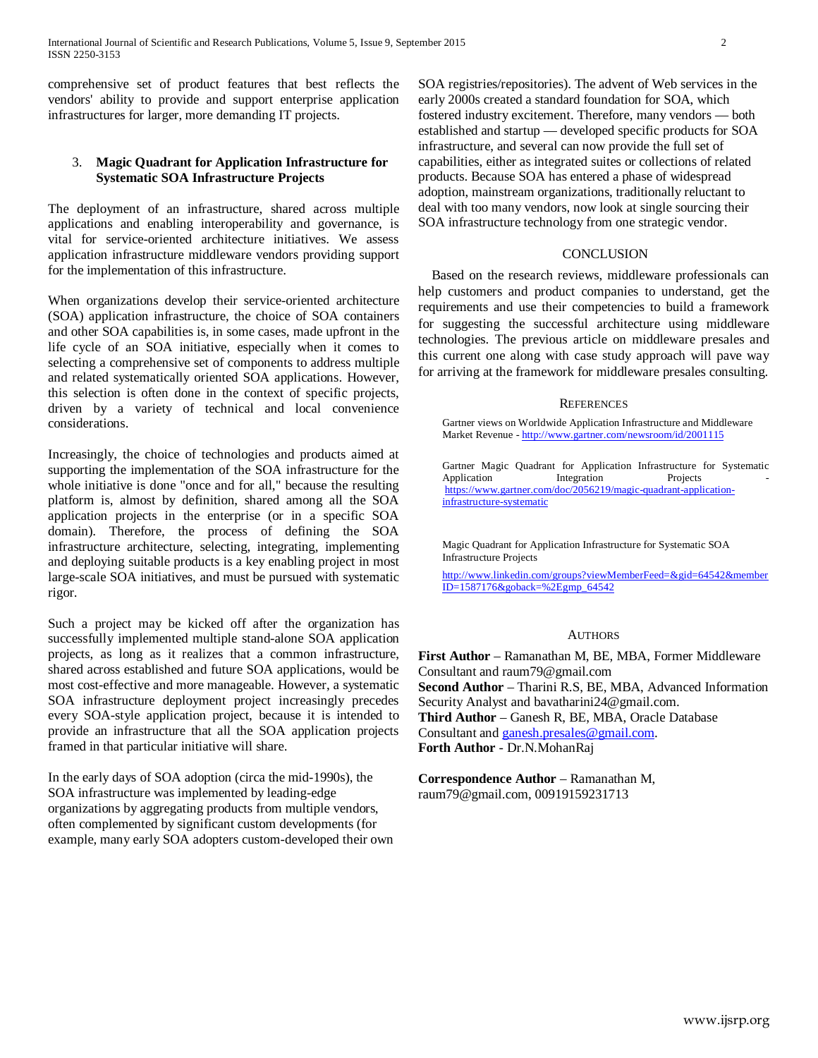comprehensive set of product features that best reflects the vendors' ability to provide and support enterprise application infrastructures for larger, more demanding IT projects.

### 3. Magic Quadrant for Application Infrastructure for Systematic SOA Infrastructure Projects

The deployment of an infrastructure, shared across multiple applications and enabling interoperability and governance, is vital for service-oriented architecture initiatives. We assess application infrastructure middleware vendors providing support for the implementation of this infrastructure.

When organizations develop their service-oriented architecture (SOA) application infrastructure, the choice of SOA containers and other SOA capabilities is, in some cases, made upfront in the life cycle of an SOA initiative, especially when it comes to selecting a comprehensive set of components to address multiple and related systematically oriented SOA applications. However, this selection is often done in the context of specific projects, driven by a variety of technical and local convenience considerations.

Increasingly, the choice of technologies and products aimed at supporting the implementation of the SOA infrastructure for the whole initiative is done "once and for all," because the resulting platform is, almost by definition, shared among all the SOA application projects in the enterprise (or in a specific SOA domain). Therefore, the process of defining the SOA infrastructure architecture, selecting, integrating, implementing and deploying suitable products is a key enabling project in most large-scale SOA initiatives, and must be pursued with systematic rigor.

Such a project may be kicked off after the organization has successfully implemented multiple stand-alone SOA application projects, as long as it realizes that a common infrastructure, shared across established and future SOA applications, would be most cost-effective and more manageable. However, a systematic SOA infrastructure deployment project increasingly precedes every SOA-style application project, because it is intended to provide an infrastructure that all the SOA application projects framed in that particular initiative will share.

In the early days of SOA adoption (circa the mid-1990s), the SOA infrastructure was implemented by leading-edge organizations by aggregating products from multiple vendors, often complemented by significant custom developments (for example, many early SOA adopters custom-developed their own SOA registries/repositories). The advent of Web services in the early 2000s created a standard foundation for SOA, which fostered industry excitement. Therefore, many vendors — both established and startup — developed specific products for SOA infrastructure, and several can now provide the full set of capabilities, either as integrated suites or collections of related products. Because SOA has entered a phase of widespread adoption, mainstream organizations, traditionally reluctant to deal with too many vendors, now look at single sourcing their SOA infrastructure technology from one strategic vendor.

## CONCLUSION

Based on the research reviews, middleware professionals can help customers and product companies to understand, get the requirements and use their competencies to build a framework for suggesting the successful architecture using middleware technologies. The previous article on middleware presales and this current one along with case study approach will pave way for arriving at the framework for middleware presales consulting.

## REFERENCES

Gartner views on Worldwide Application Infrastructure and Middleware Market Revenue - http://www.gartner.com/newsroom/id/2001115

Gartner Magic Quadrant for Application Infrastructure for Systematic Application Integration Projects - https://www.gartner.com/doc/2056219/magic-quadrant-application-infrastructure-systematic

Magic Quadrant for Application Infrastructure for Systematic SOA Infrastructure Projects

http://www.linkedin.com/groups?viewMemberFeed=&gid=64542&memberID=1587176&goback=%2Egmp_64542

## AUTHORS

**First Author** – Ramanathan M, BE, MBA, Former Middleware Consultant and raum79@gmail.com
**Second Author** – Tharini R.S, BE, MBA, Advanced Information Security Analyst and bavatharini24@gmail.com.
**Third Author** – Ganesh R, BE, MBA, Oracle Database Consultant and ganesh.presales@gmail.com.
**Forth Author** - Dr.N.MohanRaj

**Correspondence Author** – Ramanathan M, raum79@gmail.com, 00919159231713